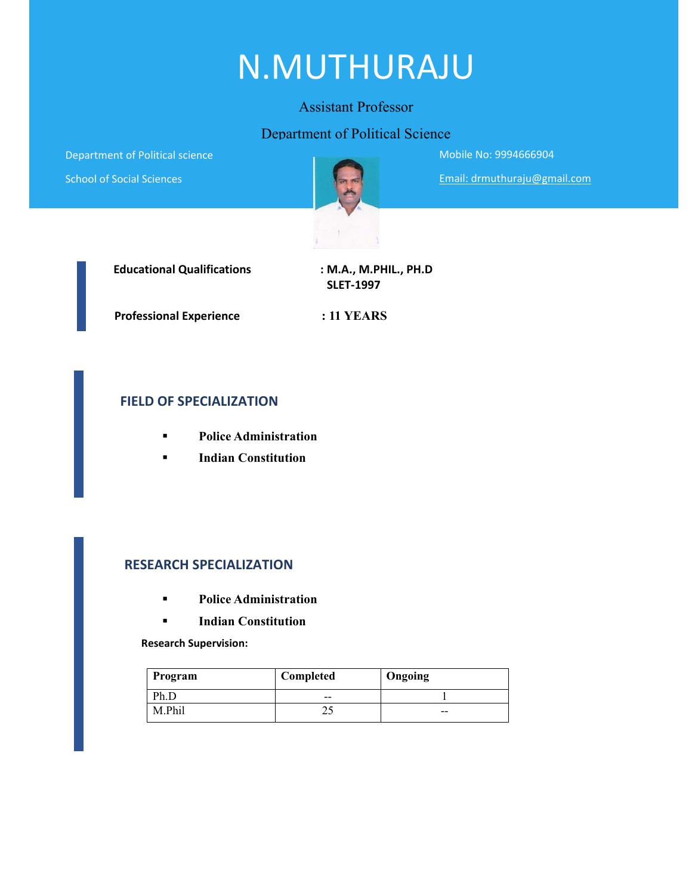# N.MUTHURAJU

Assistant Professor

Department of Political Science

Department of Political science

School of Social Sciences

Mobile No: 9994666904

Email: drmuthuraju@gmail.com

**Educational Qualifications** : **M.A., M.PHIL., PH.D SLET-1997**

**Professional Experience** : **11 YEARS**

## FIELD OF SPECIALIZATION

- **Police Administration**
- **Indian Constitution**

## RESEARCH SPECIALIZATION

- **Police Administration**
- **Indian Constitution**

**Research Supervision:**

| Program | Completed | Ongoing |
|---|---|---|
| Ph.D | -- | 1 |
| M.Phil | 25 | -- |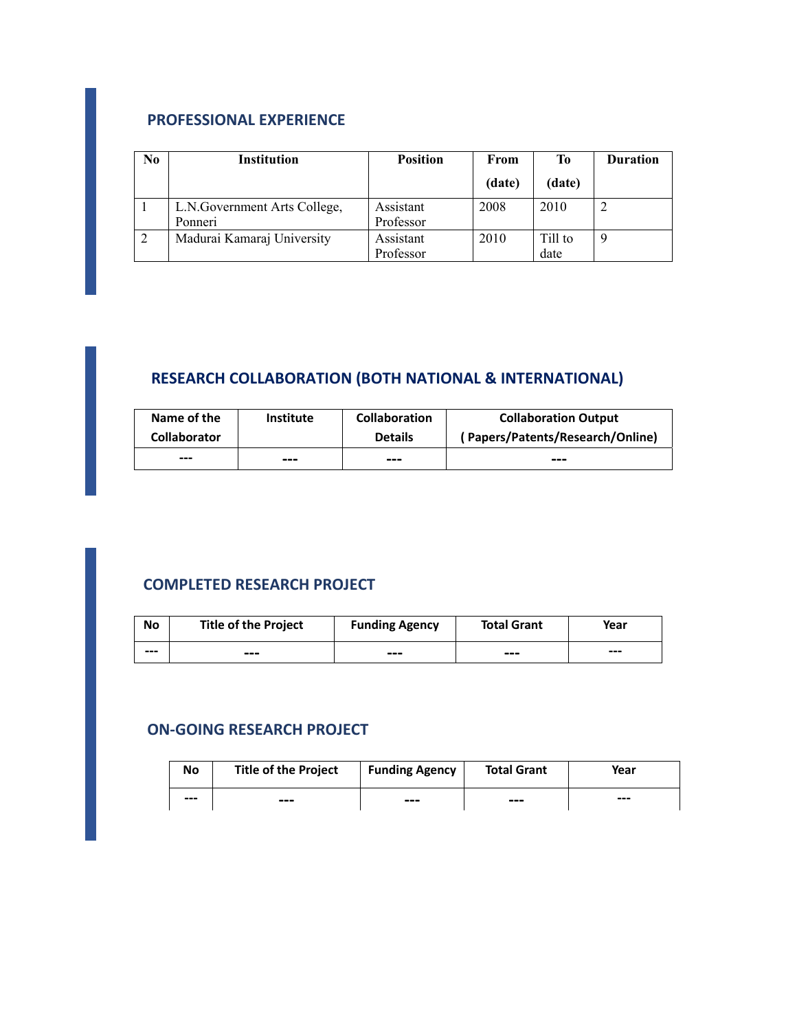## PROFESSIONAL EXPERIENCE

| No | Institution | Position | From (date) | To (date) | Duration |
|---|---|---|---|---|---|
| 1 | L.N.Government Arts College, Ponneri | Assistant Professor | 2008 | 2010 | 2 |
| 2 | Madurai Kamaraj University | Assistant Professor | 2010 | Till to date | 9 |

## RESEARCH COLLABORATION (BOTH NATIONAL & INTERNATIONAL)

| Name of the Collaborator | Institute | Collaboration Details | Collaboration Output ( Papers/Patents/Research/Online) |
|---|---|---|---|
| --- | --- | --- | --- |

## COMPLETED RESEARCH PROJECT

| No | Title of the Project | Funding Agency | Total Grant | Year |
|---|---|---|---|---|
| --- | --- | --- | --- | --- |

## ON-GOING RESEARCH PROJECT

| No | Title of the Project | Funding Agency | Total Grant | Year |
|---|---|---|---|---|
| --- | --- | --- | --- | --- |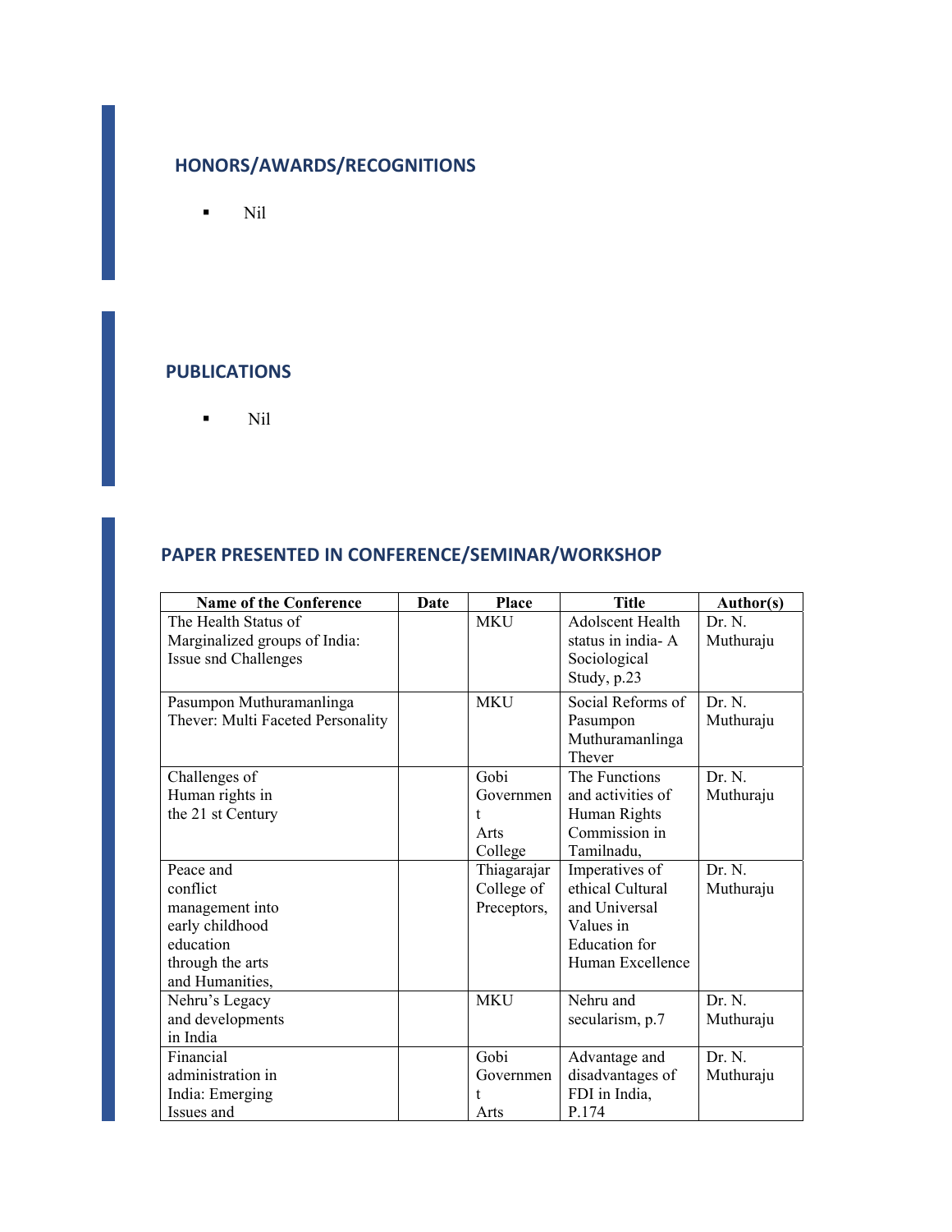## HONORS/AWARDS/RECOGNITIONS

- Nil

## PUBLICATIONS

- Nil

## PAPER PRESENTED IN CONFERENCE/SEMINAR/WORKSHOP

| Name of the Conference | Date | Place | Title | Author(s) |
|---|---|---|---|---|
| The Health Status of Marginalized groups of India: Issue snd Challenges | | MKU | Adolscent Health status in india- A Sociological Study, p.23 | Dr. N. Muthuraju |
| Pasumpon Muthuramanlinga Thever: Multi Faceted Personality | | MKU | Social Reforms of Pasumpon Muthuramanlinga Thever | Dr. N. Muthuraju |
| Challenges of Human rights in the 21 st Century | | Gobi Government Arts College | The Functions and activities of Human Rights Commission in Tamilnadu, | Dr. N. Muthuraju |
| Peace and conflict management into early childhood education through the arts and Humanities, | | Thiagarajar College of Preceptors, | Imperatives of ethical Cultural and Universal Values in Education for Human Excellence | Dr. N. Muthuraju |
| Nehru's Legacy and developments in India | | MKU | Nehru and secularism, p.7 | Dr. N. Muthuraju |
| Financial administration in India: Emerging Issues and | | Gobi Government Arts | Advantage and disadvantages of FDI in India, P.174 | Dr. N. Muthuraju |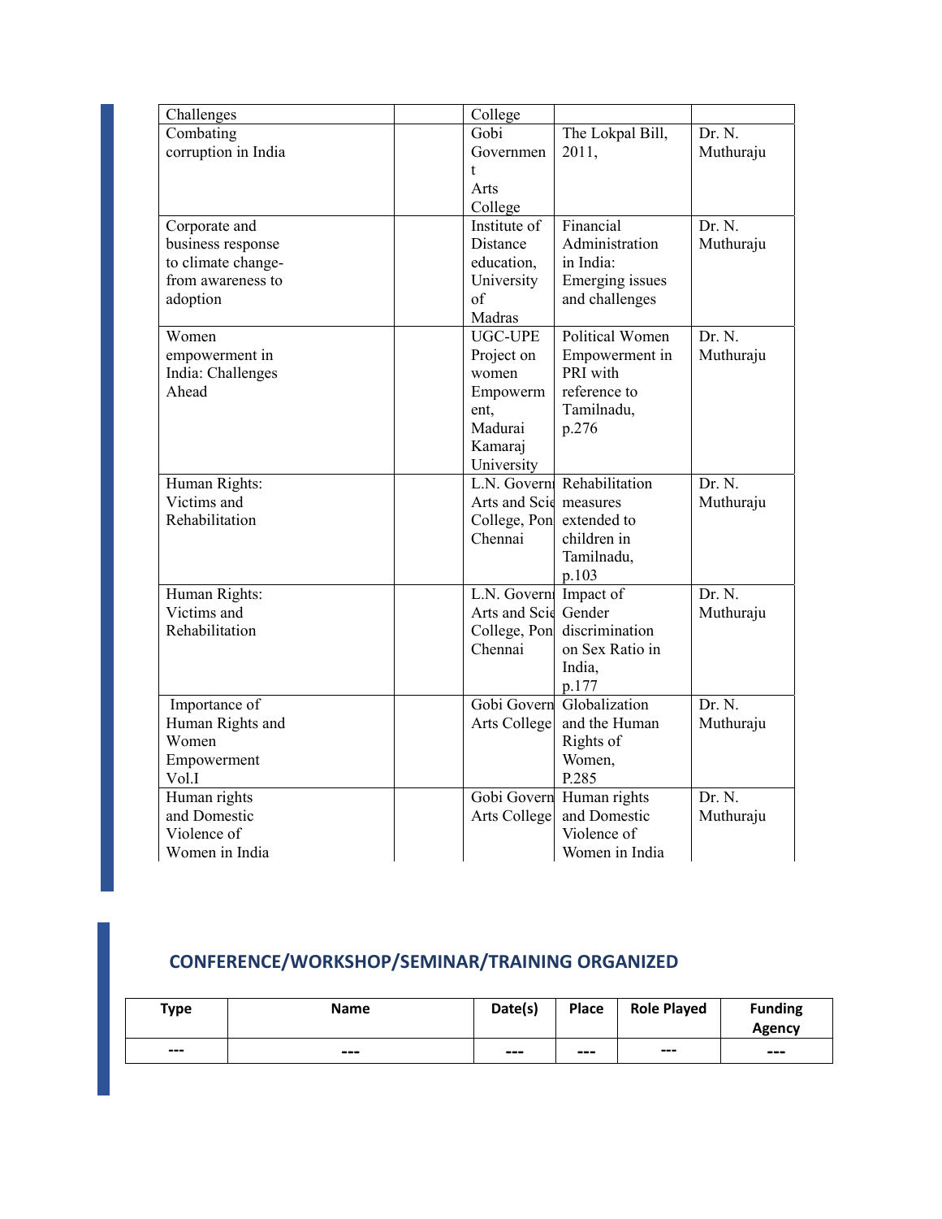| | | | | |
|---|---|---|---|---|
| Challenges | | College | | |
| Combating corruption in India | | Gobi Government Arts College | The Lokpal Bill, 2011, | Dr. N. Muthuraju |
| Corporate and business response to climate change-from awareness to adoption | | Institute of Distance education, University of Madras | Financial Administration in India: Emerging issues and challenges | Dr. N. Muthuraju |
| Women empowerment in India: Challenges Ahead | | UGC-UPE Project on women Empowerment, Madurai Kamaraj University | Political Women Empowerment in PRI with reference to Tamilnadu, p.276 | Dr. N. Muthuraju |
| Human Rights: Victims and Rehabilitation | | L.N. Govern Arts and Scie College, Pon Chennai | Rehabilitation measures extended to children in Tamilnadu, p.103 | Dr. N. Muthuraju |
| Human Rights: Victims and Rehabilitation | | L.N. Govern Arts and Scie College, Pon Chennai | Impact of Gender discrimination on Sex Ratio in India, p.177 | Dr. N. Muthuraju |
| Importance of Human Rights and Women Empowerment Vol.I | | Gobi Govern Arts College | Globalization and the Human Rights of Women, P.285 | Dr. N. Muthuraju |
| Human rights and Domestic Violence of Women in India | | Gobi Govern Arts College | Human rights and Domestic Violence of Women in India | Dr. N. Muthuraju |

## CONFERENCE/WORKSHOP/SEMINAR/TRAINING ORGANIZED

| Type | Name | Date(s) | Place | Role Played | Funding Agency |
|---|---|---|---|---|---|
| --- | --- | --- | --- | --- | --- |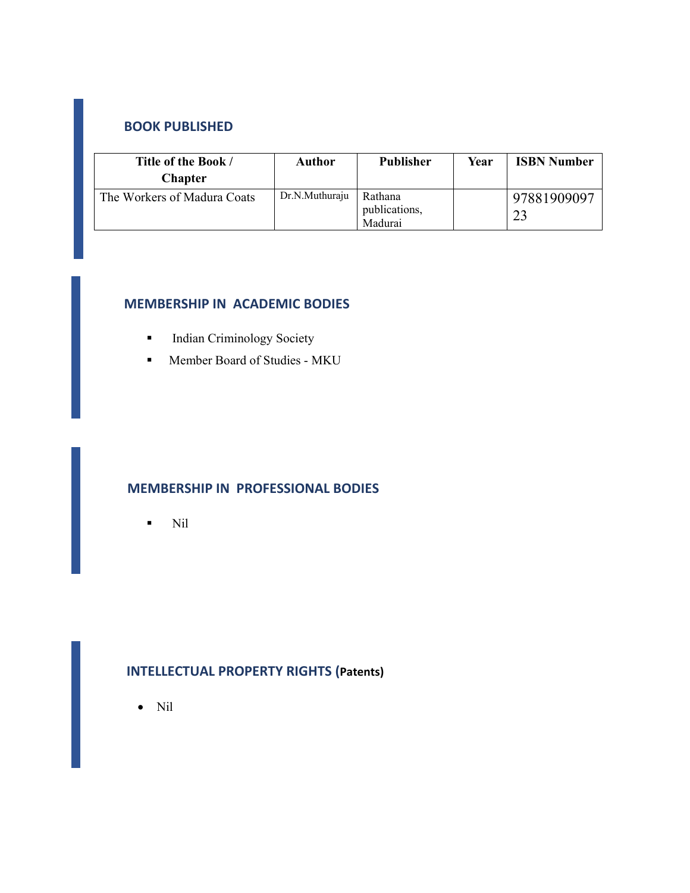## BOOK PUBLISHED

| Title of the Book / Chapter | Author | Publisher | Year | ISBN Number |
|---|---|---|---|---|
| The Workers of Madura Coats | Dr.N.Muthuraju | Rathana publications, Madurai | | 9788190909723 |

## MEMBERSHIP IN ACADEMIC BODIES

- Indian Criminology Society
- Member Board of Studies - MKU

## MEMBERSHIP IN PROFESSIONAL BODIES

- Nil

## INTELLECTUAL PROPERTY RIGHTS (Patents)

- Nil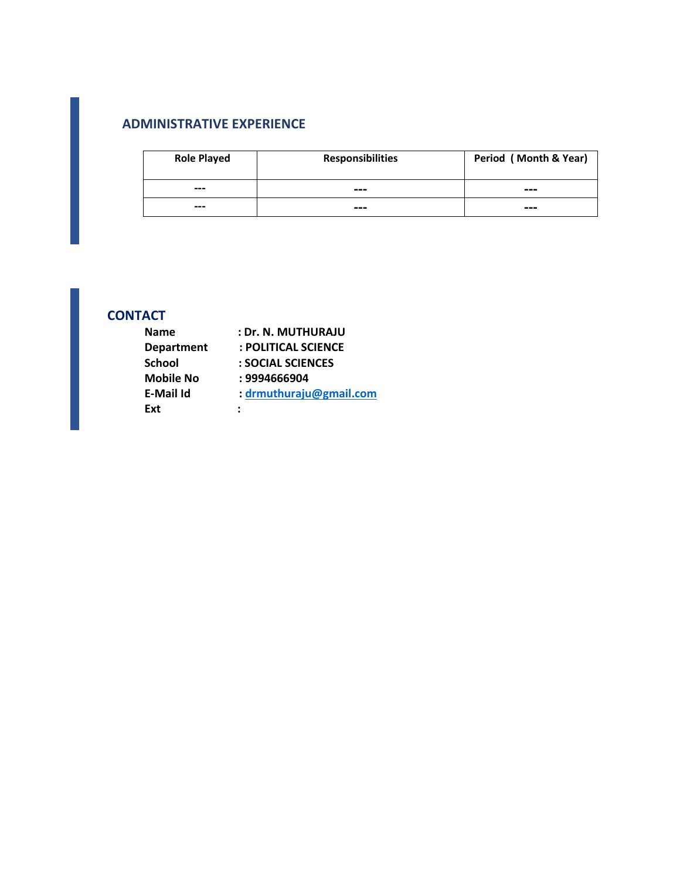## ADMINISTRATIVE EXPERIENCE

| Role Played | Responsibilities | Period ( Month & Year) |
|---|---|---|
| --- | --- | --- |
| --- | --- | --- |

## CONTACT

**Name** : **Dr. N. MUTHURAJU**
**Department** : **POLITICAL SCIENCE**
**School** : **SOCIAL SCIENCES**
**Mobile No** : **9994666904**
**E-Mail Id** : **drmuthuraju@gmail.com**
**Ext** :